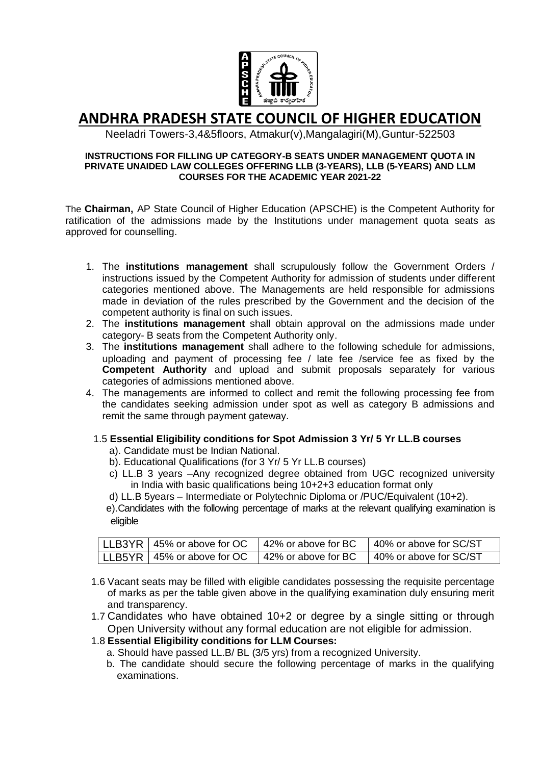# ANDHRA PRADESH STATE COUNCIL OF HIGHER EDUCATION

Neeladri Towers-3,4&5floors, Atmakur(v),Mangalagiri(M),Guntur-522503

**INSTRUCTIONS FOR FILLING UP CATEGORY-B SEATS UNDER MANAGEMENT QUOTA IN PRIVATE UNAIDED LAW COLLEGES OFFERING LLB (3-YEARS), LLB (5-YEARS) AND LLM COURSES FOR THE ACADEMIC YEAR 2021-22**

The **Chairman,** AP State Council of Higher Education (APSCHE) is the Competent Authority for ratification of the admissions made by the Institutions under management quota seats as approved for counselling.

1. The **institutions management** shall scrupulously follow the Government Orders / instructions issued by the Competent Authority for admission of students under different categories mentioned above. The Managements are held responsible for admissions made in deviation of the rules prescribed by the Government and the decision of the competent authority is final on such issues.
2. The **institutions management** shall obtain approval on the admissions made under category- B seats from the Competent Authority only.
3. The **institutions management** shall adhere to the following schedule for admissions, uploading and payment of processing fee / late fee /service fee as fixed by the **Competent Authority** and upload and submit proposals separately for various categories of admissions mentioned above.
4. The managements are informed to collect and remit the following processing fee from the candidates seeking admission under spot as well as category B admissions and remit the same through payment gateway.

1.5 **Essential Eligibility conditions for Spot Admission 3 Yr/ 5 Yr LL.B courses**

a). Candidate must be Indian National.

b). Educational Qualifications (for 3 Yr/ 5 Yr LL.B courses)

c) LL.B 3 years –Any recognized degree obtained from UGC recognized university in India with basic qualifications being 10+2+3 education format only

d) LL.B 5years – Intermediate or Polytechnic Diploma or /PUC/Equivalent (10+2).

e).Candidates with the following percentage of marks at the relevant qualifying examination is eligible

| LLB3YR | 45% or above for OC | 42% or above for BC | 40% or above for SC/ST |
|---|---|---|---|
| LLB5YR | 45% or above for OC | 42% or above for BC | 40% or above for SC/ST |

1.6 Vacant seats may be filled with eligible candidates possessing the requisite percentage of marks as per the table given above in the qualifying examination duly ensuring merit and transparency.

1.7 Candidates who have obtained 10+2 or degree by a single sitting or through Open University without any formal education are not eligible for admission.

1.8 **Essential Eligibility conditions for LLM Courses:**

a. Should have passed LL.B/ BL (3/5 yrs) from a recognized University.

b. The candidate should secure the following percentage of marks in the qualifying examinations.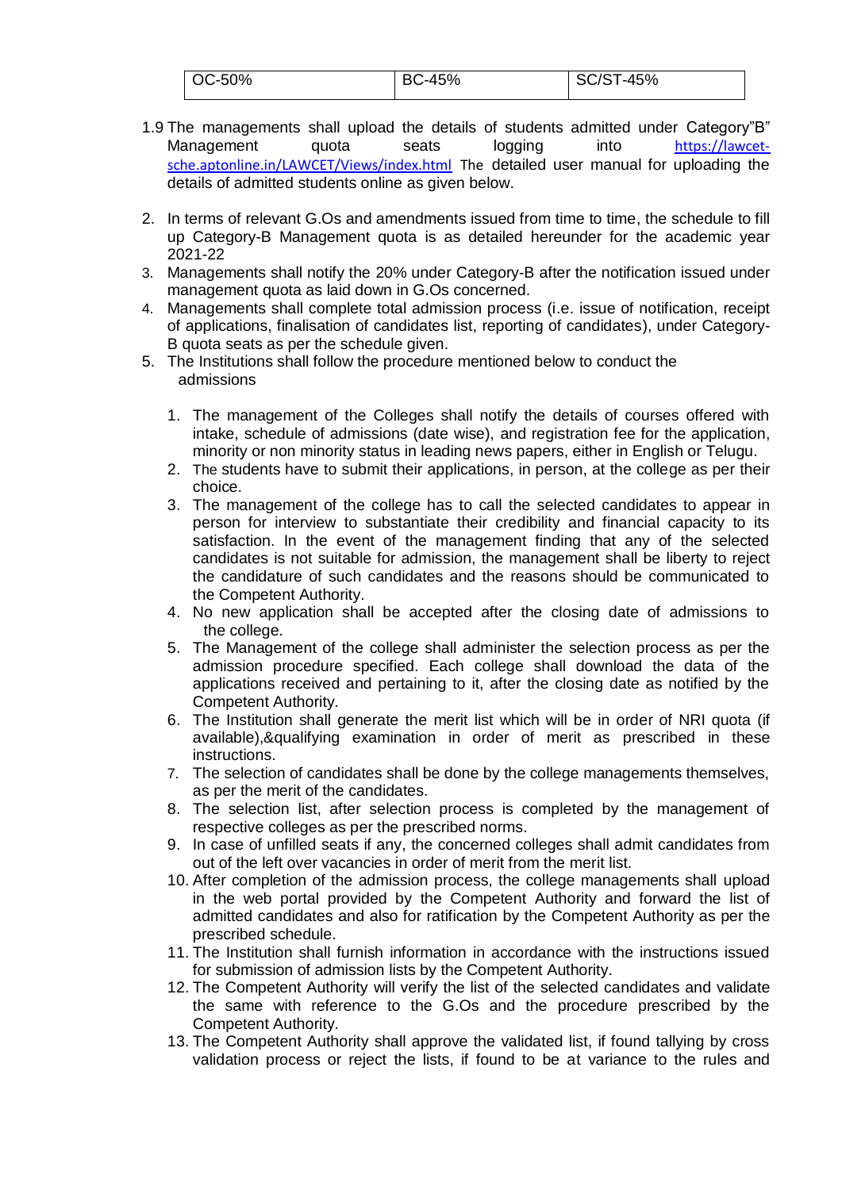| OC-50% | BC-45% | SC/ST-45% |
|---|---|---|

1.9 The managements shall upload the details of students admitted under Category"B" Management quota seats logging into https://lawcet-sche.aptonline.in/LAWCET/Views/index.html The detailed user manual for uploading the details of admitted students online as given below.

2. In terms of relevant G.Os and amendments issued from time to time, the schedule to fill up Category-B Management quota is as detailed hereunder for the academic year 2021-22
3. Managements shall notify the 20% under Category-B after the notification issued under management quota as laid down in G.Os concerned.
4. Managements shall complete total admission process (i.e. issue of notification, receipt of applications, finalisation of candidates list, reporting of candidates), under Category-B quota seats as per the schedule given.
5. The Institutions shall follow the procedure mentioned below to conduct the admissions

    1. The management of the Colleges shall notify the details of courses offered with intake, schedule of admissions (date wise), and registration fee for the application, minority or non minority status in leading news papers, either in English or Telugu.
    2. The students have to submit their applications, in person, at the college as per their choice.
    3. The management of the college has to call the selected candidates to appear in person for interview to substantiate their credibility and financial capacity to its satisfaction. In the event of the management finding that any of the selected candidates is not suitable for admission, the management shall be liberty to reject the candidature of such candidates and the reasons should be communicated to the Competent Authority.
    4. No new application shall be accepted after the closing date of admissions to the college.
    5. The Management of the college shall administer the selection process as per the admission procedure specified. Each college shall download the data of the applications received and pertaining to it, after the closing date as notified by the Competent Authority.
    6. The Institution shall generate the merit list which will be in order of NRI quota (if available),&qualifying examination in order of merit as prescribed in these instructions.
    7. The selection of candidates shall be done by the college managements themselves, as per the merit of the candidates.
    8. The selection list, after selection process is completed by the management of respective colleges as per the prescribed norms.
    9. In case of unfilled seats if any, the concerned colleges shall admit candidates from out of the left over vacancies in order of merit from the merit list.
    10. After completion of the admission process, the college managements shall upload in the web portal provided by the Competent Authority and forward the list of admitted candidates and also for ratification by the Competent Authority as per the prescribed schedule.
    11. The Institution shall furnish information in accordance with the instructions issued for submission of admission lists by the Competent Authority.
    12. The Competent Authority will verify the list of the selected candidates and validate the same with reference to the G.Os and the procedure prescribed by the Competent Authority.
    13. The Competent Authority shall approve the validated list, if found tallying by cross validation process or reject the lists, if found to be at variance to the rules and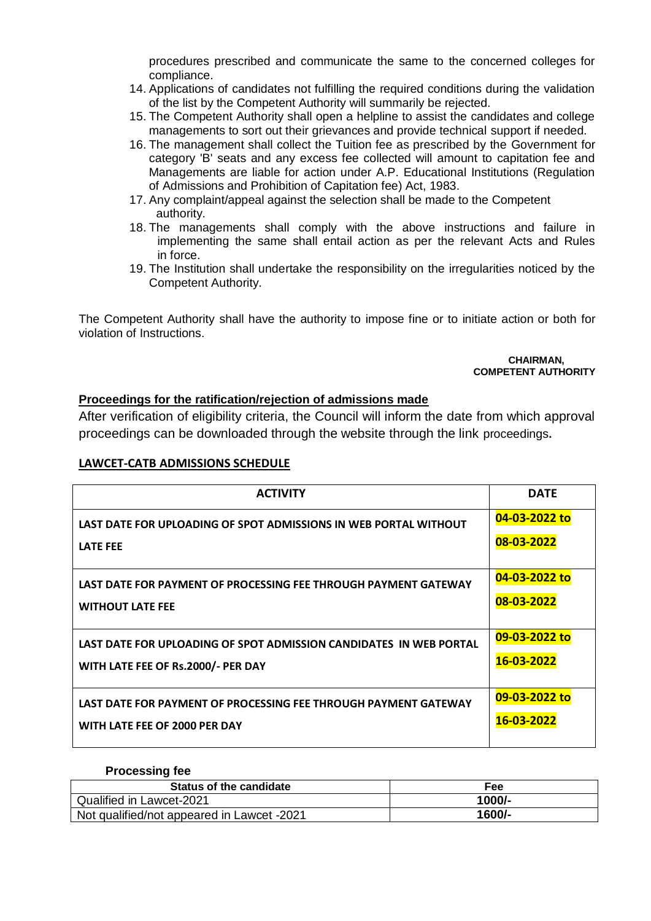procedures prescribed and communicate the same to the concerned colleges for compliance.

14. Applications of candidates not fulfilling the required conditions during the validation of the list by the Competent Authority will summarily be rejected.
15. The Competent Authority shall open a helpline to assist the candidates and college managements to sort out their grievances and provide technical support if needed.
16. The management shall collect the Tuition fee as prescribed by the Government for category 'B' seats and any excess fee collected will amount to capitation fee and Managements are liable for action under A.P. Educational Institutions (Regulation of Admissions and Prohibition of Capitation fee) Act, 1983.
17. Any complaint/appeal against the selection shall be made to the Competent authority.
18. The managements shall comply with the above instructions and failure in implementing the same shall entail action as per the relevant Acts and Rules in force.
19. The Institution shall undertake the responsibility on the irregularities noticed by the Competent Authority.

The Competent Authority shall have the authority to impose fine or to initiate action or both for violation of Instructions.

**CHAIRMAN,**
**COMPETENT AUTHORITY**

**Proceedings for the ratification/rejection of admissions made**

After verification of eligibility criteria, the Council will inform the date from which approval proceedings can be downloaded through the website through the link proceedings.

**LAWCET-CATB ADMISSIONS SCHEDULE**

| ACTIVITY | DATE |
|---|---|
| LAST DATE FOR UPLOADING OF SPOT ADMISSIONS IN WEB PORTAL WITHOUT LATE FEE | 04-03-2022 to 08-03-2022 |
| LAST DATE FOR PAYMENT OF PROCESSING FEE THROUGH PAYMENT GATEWAY WITHOUT LATE FEE | 04-03-2022 to 08-03-2022 |
| LAST DATE FOR UPLOADING OF SPOT ADMISSION CANDIDATES IN WEB PORTAL WITH LATE FEE OF Rs.2000/- PER DAY | 09-03-2022 to 16-03-2022 |
| LAST DATE FOR PAYMENT OF PROCESSING FEE THROUGH PAYMENT GATEWAY WITH LATE FEE OF 2000 PER DAY | 09-03-2022 to 16-03-2022 |

**Processing fee**

| Status of the candidate | Fee |
|---|---|
| Qualified in Lawcet-2021 | 1000/- |
| Not qualified/not appeared in Lawcet -2021 | 1600/- |